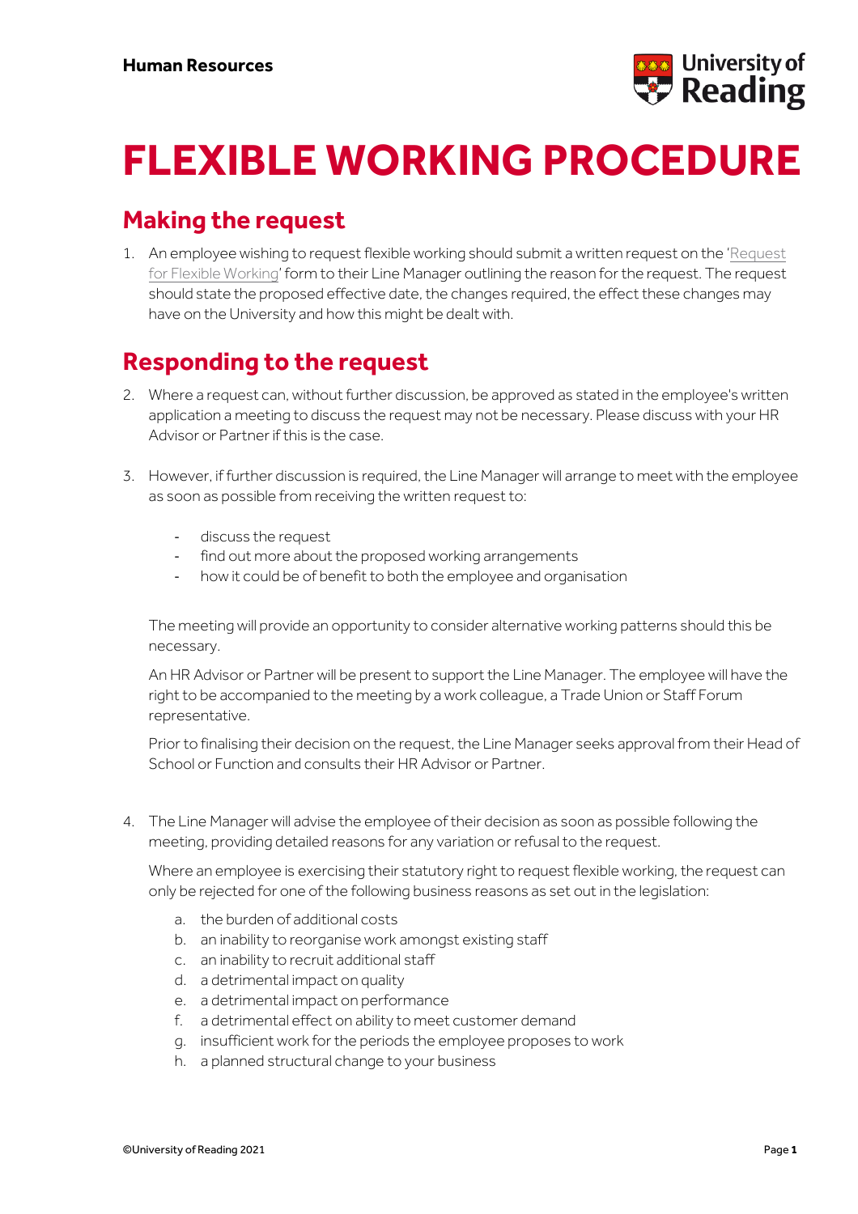Human Resources

# FLEXIBLE WORKING PROCEDURE

## Making the request

1. An employee wishing to request flexible working should submit a written request on the 'Request for Flexible Working' form to their Line Manager outlining the reason for the request. The request should state the proposed effective date, the changes required, the effect these changes may have on the University and how this might be dealt with.

## Responding to the request

2. Where a request can, without further discussion, be approved as stated in the employee's written application a meeting to discuss the request may not be necessary. Please discuss with your HR Advisor or Partner if this is the case.

3. However, if further discussion is required, the Line Manager will arrange to meet with the employee as soon as possible from receiving the written request to:

   - discuss the request
   - find out more about the proposed working arrangements
   - how it could be of benefit to both the employee and organisation

   The meeting will provide an opportunity to consider alternative working patterns should this be necessary.

   An HR Advisor or Partner will be present to support the Line Manager. The employee will have the right to be accompanied to the meeting by a work colleague, a Trade Union or Staff Forum representative.

   Prior to finalising their decision on the request, the Line Manager seeks approval from their Head of School or Function and consults their HR Advisor or Partner.

4. The Line Manager will advise the employee of their decision as soon as possible following the meeting, providing detailed reasons for any variation or refusal to the request.

   Where an employee is exercising their statutory right to request flexible working, the request can only be rejected for one of the following business reasons as set out in the legislation:

   a. the burden of additional costs
   b. an inability to reorganise work amongst existing staff
   c. an inability to recruit additional staff
   d. a detrimental impact on quality
   e. a detrimental impact on performance
   f. a detrimental effect on ability to meet customer demand
   g. insufficient work for the periods the employee proposes to work
   h. a planned structural change to your business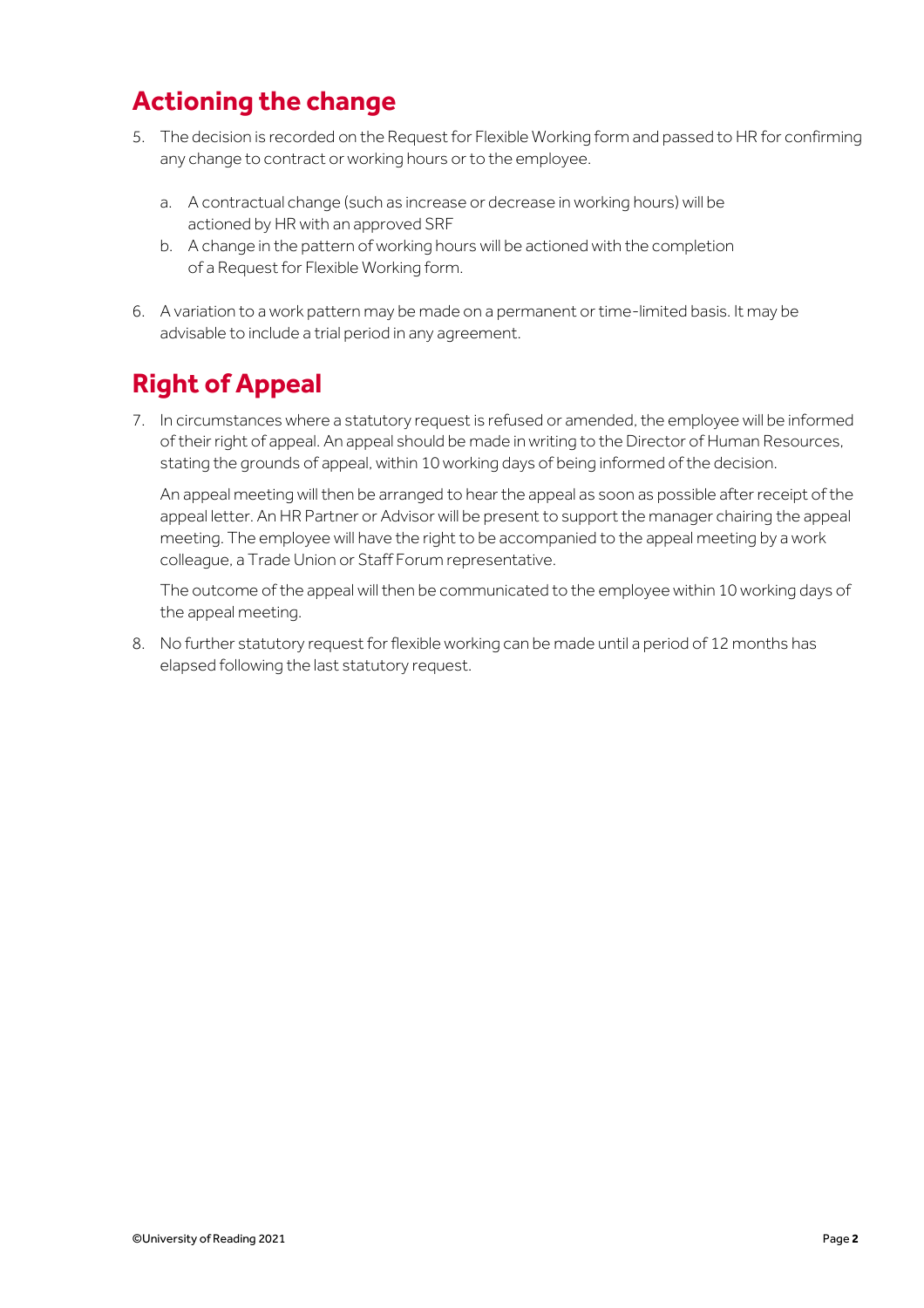## Actioning the change

5. The decision is recorded on the Request for Flexible Working form and passed to HR for confirming any change to contract or working hours or to the employee.

    a. A contractual change (such as increase or decrease in working hours) will be actioned by HR with an approved SRF
    b. A change in the pattern of working hours will be actioned with the completion of a Request for Flexible Working form.

6. A variation to a work pattern may be made on a permanent or time-limited basis. It may be advisable to include a trial period in any agreement.

## Right of Appeal

7. In circumstances where a statutory request is refused or amended, the employee will be informed of their right of appeal. An appeal should be made in writing to the Director of Human Resources, stating the grounds of appeal, within 10 working days of being informed of the decision.

    An appeal meeting will then be arranged to hear the appeal as soon as possible after receipt of the appeal letter. An HR Partner or Advisor will be present to support the manager chairing the appeal meeting. The employee will have the right to be accompanied to the appeal meeting by a work colleague, a Trade Union or Staff Forum representative.

    The outcome of the appeal will then be communicated to the employee within 10 working days of the appeal meeting.

8. No further statutory request for flexible working can be made until a period of 12 months has elapsed following the last statutory request.